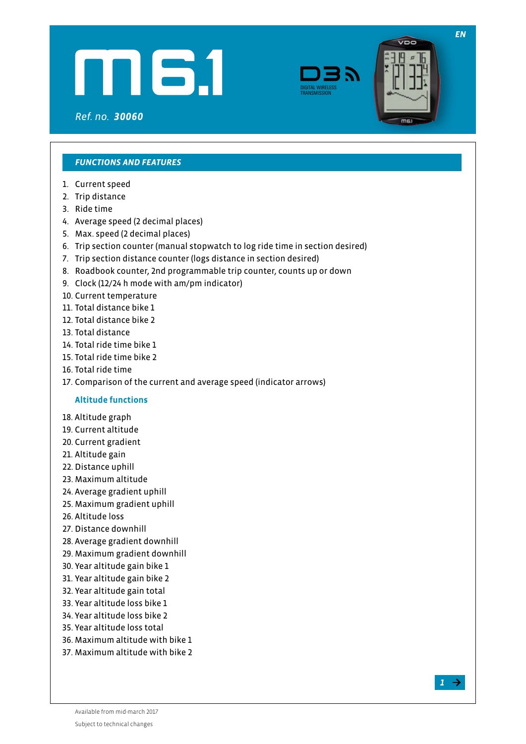# M6.1

EN

*Ref. no.* ***30060***

DIGITAL WIRELESS TRANSMISSION

## *FUNCTIONS AND FEATURES*

1. Current speed
2. Trip distance
3. Ride time
4. Average speed (2 decimal places)
5. Max. speed (2 decimal places)
6. Trip section counter (manual stopwatch to log ride time in section desired)
7. Trip section distance counter (logs distance in section desired)
8. Roadbook counter, 2nd programmable trip counter, counts up or down
9. Clock (12/24 h mode with am/pm indicator)
10. Current temperature
11. Total distance bike 1
12. Total distance bike 2
13. Total distance
14. Total ride time bike 1
15. Total ride time bike 2
16. Total ride time
17. Comparison of the current and average speed (indicator arrows)

### Altitude functions

18. Altitude graph
19. Current altitude
20. Current gradient
21. Altitude gain
22. Distance uphill
23. Maximum altitude
24. Average gradient uphill
25. Maximum gradient uphill
26. Altitude loss
27. Distance downhill
28. Average gradient downhill
29. Maximum gradient downhill
30. Year altitude gain bike 1
31. Year altitude gain bike 2
32. Year altitude gain total
33. Year altitude loss bike 1
34. Year altitude loss bike 2
35. Year altitude loss total
36. Maximum altitude with bike 1
37. Maximum altitude with bike 2

Available from mid-march 2017

Subject to technical changes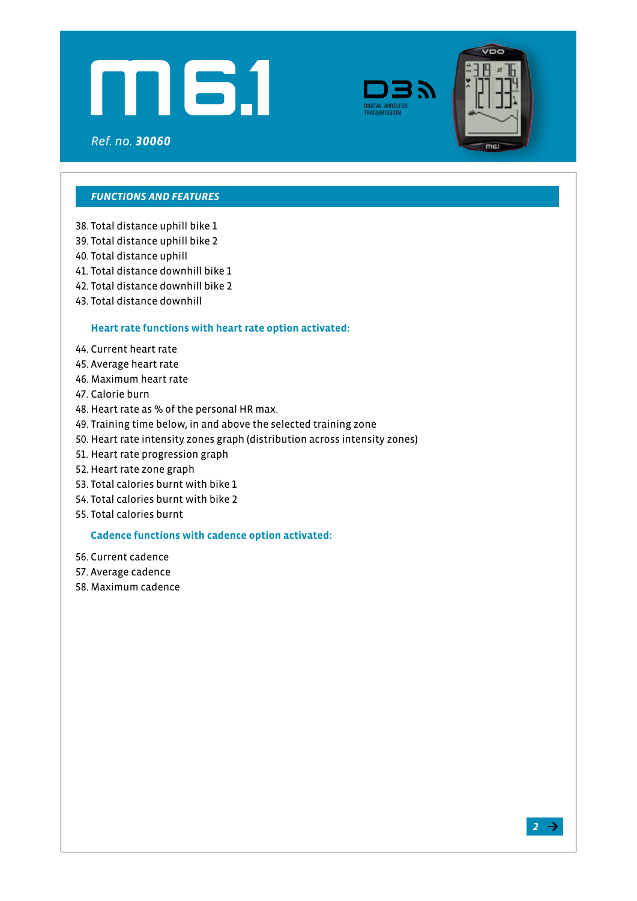# m6.1

*Ref. no.* ***30060***

DIGITAL WIRELESS TRANSMISSION

## *FUNCTIONS AND FEATURES*

38. Total distance uphill bike 1
39. Total distance uphill bike 2
40. Total distance uphill
41. Total distance downhill bike 1
42. Total distance downhill bike 2
43. Total distance downhill

### Heart rate functions with heart rate option activated:

44. Current heart rate
45. Average heart rate
46. Maximum heart rate
47. Calorie burn
48. Heart rate as % of the personal HR max.
49. Training time below, in and above the selected training zone
50. Heart rate intensity zones graph (distribution across intensity zones)
51. Heart rate progression graph
52. Heart rate zone graph
53. Total calories burnt with bike 1
54. Total calories burnt with bike 2
55. Total calories burnt

### Cadence functions with cadence option activated:

56. Current cadence
57. Average cadence
58. Maximum cadence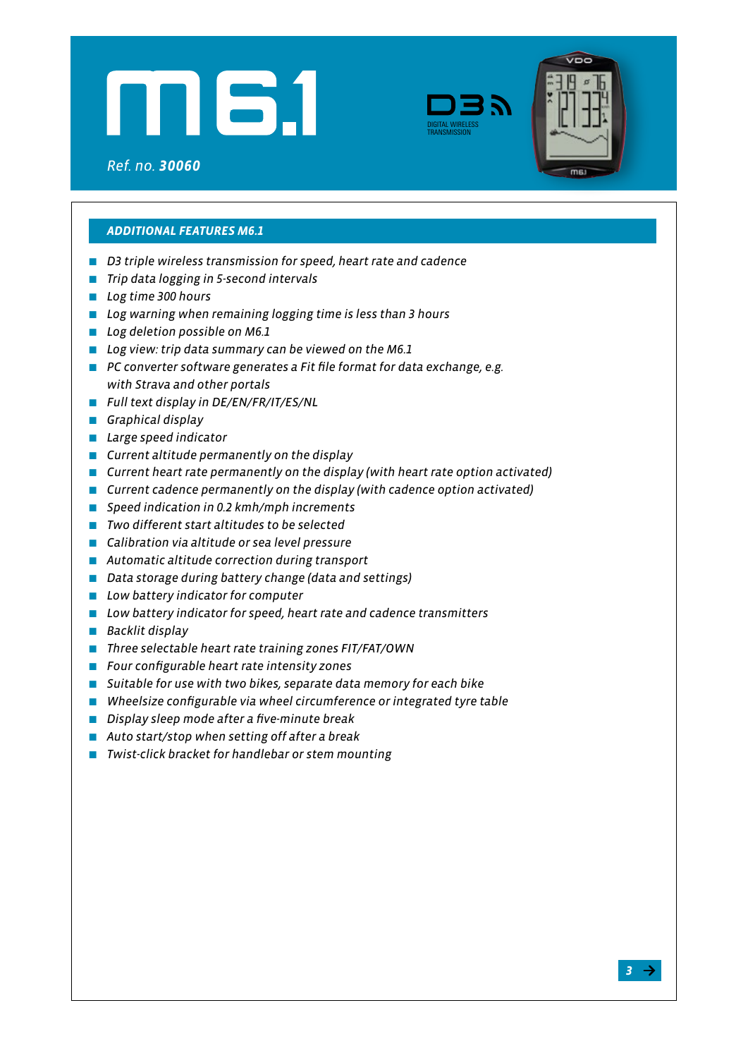# M6.1

*Ref. no.* ***30060***

D3 DIGITAL WIRELESS TRANSMISSION

## *ADDITIONAL FEATURES M6.1*

- *D3 triple wireless transmission for speed, heart rate and cadence*
- *Trip data logging in 5-second intervals*
- *Log time 300 hours*
- *Log warning when remaining logging time is less than 3 hours*
- *Log deletion possible on M6.1*
- *Log view: trip data summary can be viewed on the M6.1*
- *PC converter software generates a Fit file format for data exchange, e.g. with Strava and other portals*
- *Full text display in DE/EN/FR/IT/ES/NL*
- *Graphical display*
- *Large speed indicator*
- *Current altitude permanently on the display*
- *Current heart rate permanently on the display (with heart rate option activated)*
- *Current cadence permanently on the display (with cadence option activated)*
- *Speed indication in 0.2 kmh/mph increments*
- *Two different start altitudes to be selected*
- *Calibration via altitude or sea level pressure*
- *Automatic altitude correction during transport*
- *Data storage during battery change (data and settings)*
- *Low battery indicator for computer*
- *Low battery indicator for speed, heart rate and cadence transmitters*
- *Backlit display*
- *Three selectable heart rate training zones FIT/FAT/OWN*
- *Four configurable heart rate intensity zones*
- *Suitable for use with two bikes, separate data memory for each bike*
- *Wheelsize configurable via wheel circumference or integrated tyre table*
- *Display sleep mode after a five-minute break*
- *Auto start/stop when setting off after a break*
- *Twist-click bracket for handlebar or stem mounting*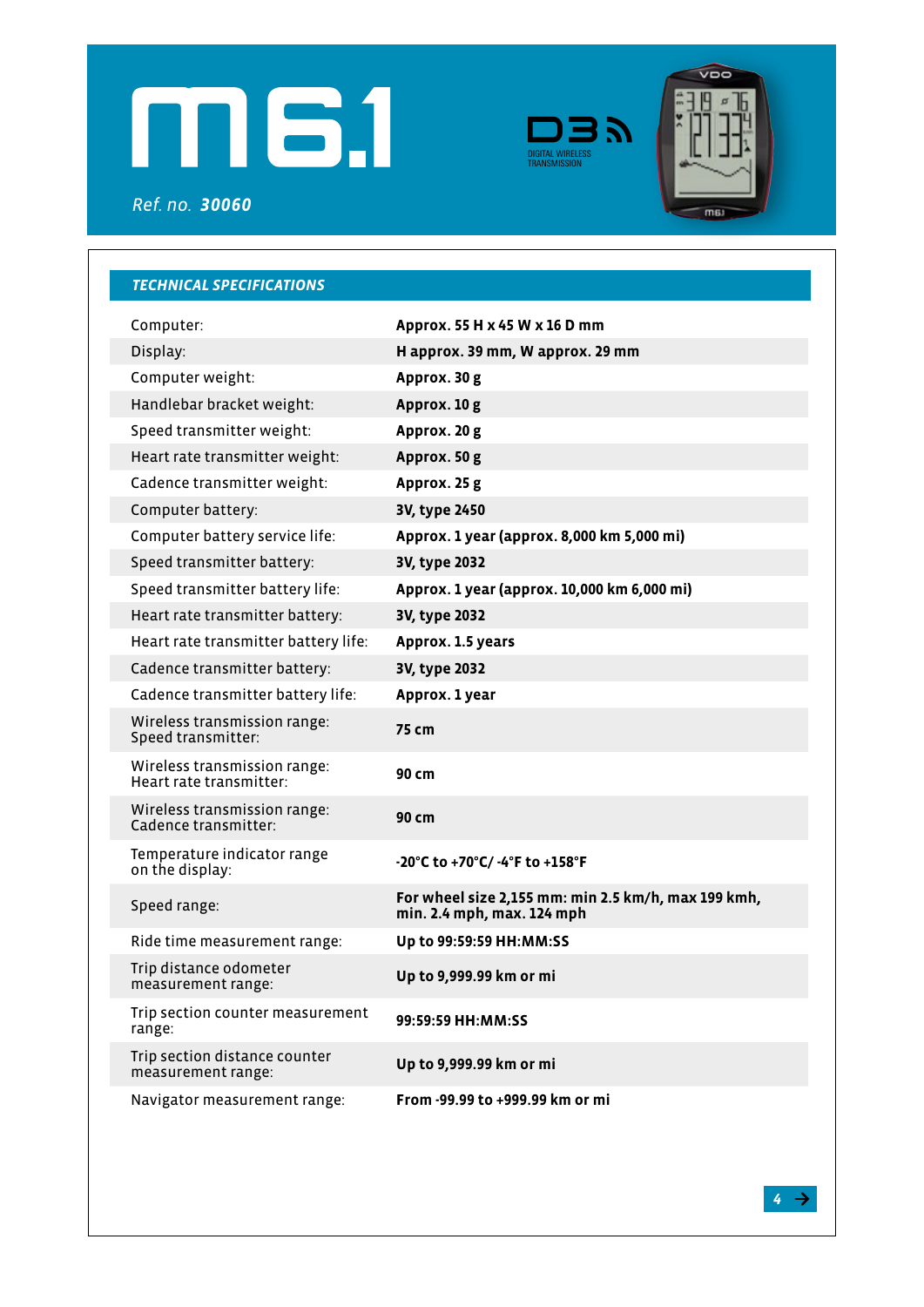# m6.1

*Ref. no.* ***30060***

DIGITAL WIRELESS TRANSMISSION

## TECHNICAL SPECIFICATIONS

| | |
|---|---|
| Computer: | **Approx. 55 H x 45 W x 16 D mm** |
| Display: | **H approx. 39 mm, W approx. 29 mm** |
| Computer weight: | **Approx. 30 g** |
| Handlebar bracket weight: | **Approx. 10 g** |
| Speed transmitter weight: | **Approx. 20 g** |
| Heart rate transmitter weight: | **Approx. 50 g** |
| Cadence transmitter weight: | **Approx. 25 g** |
| Computer battery: | **3V, type 2450** |
| Computer battery service life: | **Approx. 1 year (approx. 8,000 km 5,000 mi)** |
| Speed transmitter battery: | **3V, type 2032** |
| Speed transmitter battery life: | **Approx. 1 year (approx. 10,000 km 6,000 mi)** |
| Heart rate transmitter battery: | **3V, type 2032** |
| Heart rate transmitter battery life: | **Approx. 1.5 years** |
| Cadence transmitter battery: | **3V, type 2032** |
| Cadence transmitter battery life: | **Approx. 1 year** |
| Wireless transmission range: Speed transmitter: | **75 cm** |
| Wireless transmission range: Heart rate transmitter: | **90 cm** |
| Wireless transmission range: Cadence transmitter: | **90 cm** |
| Temperature indicator range on the display: | **-20°C to +70°C/ -4°F to +158°F** |
| Speed range: | **For wheel size 2,155 mm: min 2.5 km/h, max 199 kmh, min. 2.4 mph, max. 124 mph** |
| Ride time measurement range: | **Up to 99:59:59 HH:MM:SS** |
| Trip distance odometer measurement range: | **Up to 9,999.99 km or mi** |
| Trip section counter measurement range: | **99:59:59 HH:MM:SS** |
| Trip section distance counter measurement range: | **Up to 9,999.99 km or mi** |
| Navigator measurement range: | **From -99.99 to +999.99 km or mi** |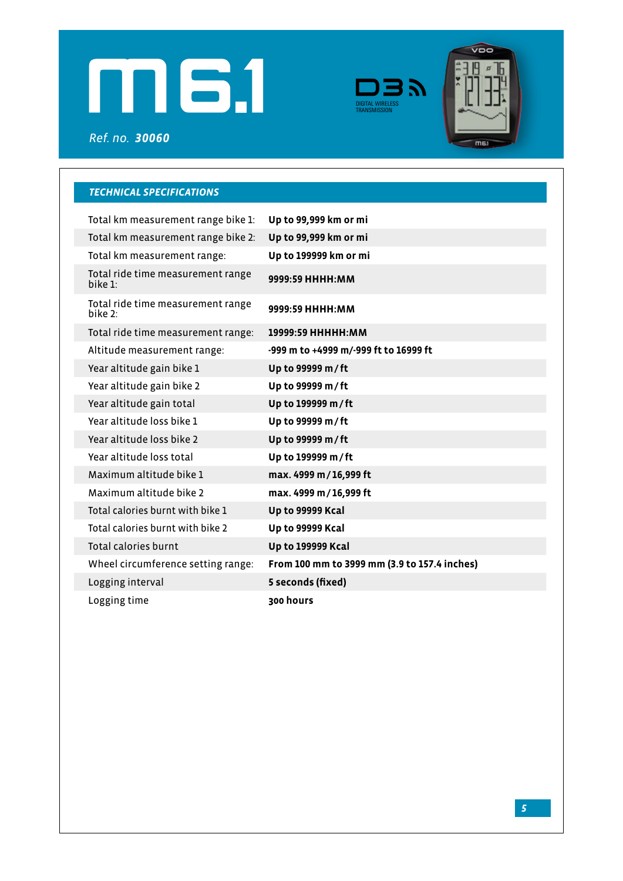# m6.1

*Ref. no.* ***30060***

DIGITAL WIRELESS TRANSMISSION

## *TECHNICAL SPECIFICATIONS*

| | |
|---|---|
| Total km measurement range bike 1: | **Up to 99,999 km or mi** |
| Total km measurement range bike 2: | **Up to 99,999 km or mi** |
| Total km measurement range: | **Up to 199999 km or mi** |
| Total ride time measurement range bike 1: | **9999:59 HHHH:MM** |
| Total ride time measurement range bike 2: | **9999:59 HHHH:MM** |
| Total ride time measurement range: | **19999:59 HHHHH:MM** |
| Altitude measurement range: | **-999 m to +4999 m/-999 ft to 16999 ft** |
| Year altitude gain bike 1 | **Up to 99999 m / ft** |
| Year altitude gain bike 2 | **Up to 99999 m / ft** |
| Year altitude gain total | **Up to 199999 m / ft** |
| Year altitude loss bike 1 | **Up to 99999 m / ft** |
| Year altitude loss bike 2 | **Up to 99999 m / ft** |
| Year altitude loss total | **Up to 199999 m / ft** |
| Maximum altitude bike 1 | **max. 4999 m / 16,999 ft** |
| Maximum altitude bike 2 | **max. 4999 m / 16,999 ft** |
| Total calories burnt with bike 1 | **Up to 99999 Kcal** |
| Total calories burnt with bike 2 | **Up to 99999 Kcal** |
| Total calories burnt | **Up to 199999 Kcal** |
| Wheel circumference setting range: | **From 100 mm to 3999 mm (3.9 to 157.4 inches)** |
| Logging interval | **5 seconds (fixed)** |
| Logging time | **300 hours** |